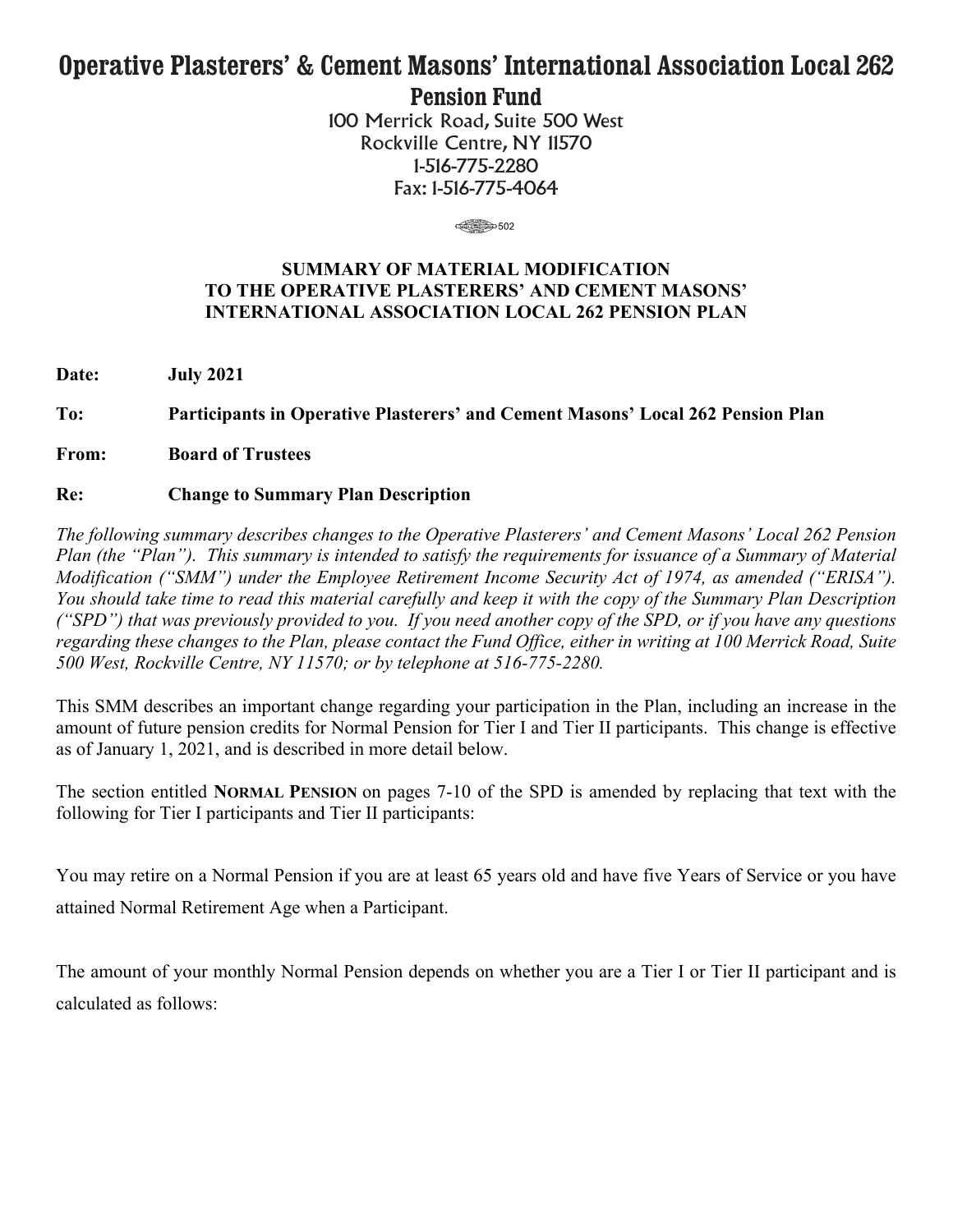# Operative Plasterers' & Cement Masons' International Association Local 262

## Pension Fund

100 Merrick Road, Suite 500 West
Rockville Centre, NY 11570
1-516-775-2280
Fax: 1-516-775-4064

502

### SUMMARY OF MATERIAL MODIFICATION TO THE OPERATIVE PLASTERERS' AND CEMENT MASONS' INTERNATIONAL ASSOCIATION LOCAL 262 PENSION PLAN

**Date:** **July 2021**

**To:** **Participants in Operative Plasterers' and Cement Masons' Local 262 Pension Plan**

**From:** **Board of Trustees**

**Re:** **Change to Summary Plan Description**

*The following summary describes changes to the Operative Plasterers' and Cement Masons' Local 262 Pension Plan (the "Plan"). This summary is intended to satisfy the requirements for issuance of a Summary of Material Modification ("SMM") under the Employee Retirement Income Security Act of 1974, as amended ("ERISA"). You should take time to read this material carefully and keep it with the copy of the Summary Plan Description ("SPD") that was previously provided to you. If you need another copy of the SPD, or if you have any questions regarding these changes to the Plan, please contact the Fund Office, either in writing at 100 Merrick Road, Suite 500 West, Rockville Centre, NY 11570; or by telephone at 516-775-2280.*

This SMM describes an important change regarding your participation in the Plan, including an increase in the amount of future pension credits for Normal Pension for Tier I and Tier II participants. This change is effective as of January 1, 2021, and is described in more detail below.

The section entitled **NORMAL PENSION** on pages 7-10 of the SPD is amended by replacing that text with the following for Tier I participants and Tier II participants:

You may retire on a Normal Pension if you are at least 65 years old and have five Years of Service or you have attained Normal Retirement Age when a Participant.

The amount of your monthly Normal Pension depends on whether you are a Tier I or Tier II participant and is calculated as follows: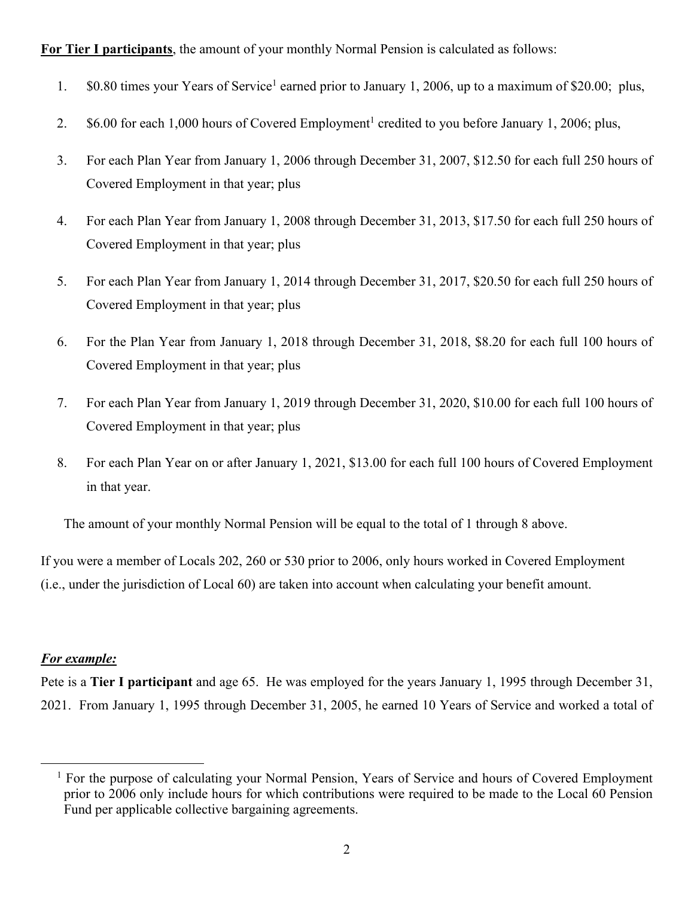**For Tier I participants**, the amount of your monthly Normal Pension is calculated as follows:

1. $0.80 times your Years of Service[1] earned prior to January 1, 2006, up to a maximum of $20.00; plus,

2. $6.00 for each 1,000 hours of Covered Employment[1] credited to you before January 1, 2006; plus,

3. For each Plan Year from January 1, 2006 through December 31, 2007, $12.50 for each full 250 hours of Covered Employment in that year; plus

4. For each Plan Year from January 1, 2008 through December 31, 2013, $17.50 for each full 250 hours of Covered Employment in that year; plus

5. For each Plan Year from January 1, 2014 through December 31, 2017, $20.50 for each full 250 hours of Covered Employment in that year; plus

6. For the Plan Year from January 1, 2018 through December 31, 2018, $8.20 for each full 100 hours of Covered Employment in that year; plus

7. For each Plan Year from January 1, 2019 through December 31, 2020, $10.00 for each full 100 hours of Covered Employment in that year; plus

8. For each Plan Year on or after January 1, 2021, $13.00 for each full 100 hours of Covered Employment in that year.

The amount of your monthly Normal Pension will be equal to the total of 1 through 8 above.

If you were a member of Locals 202, 260 or 530 prior to 2006, only hours worked in Covered Employment (i.e., under the jurisdiction of Local 60) are taken into account when calculating your benefit amount.

***For example:***

Pete is a **Tier I participant** and age 65. He was employed for the years January 1, 1995 through December 31, 2021. From January 1, 1995 through December 31, 2005, he earned 10 Years of Service and worked a total of

[1] For the purpose of calculating your Normal Pension, Years of Service and hours of Covered Employment prior to 2006 only include hours for which contributions were required to be made to the Local 60 Pension Fund per applicable collective bargaining agreements.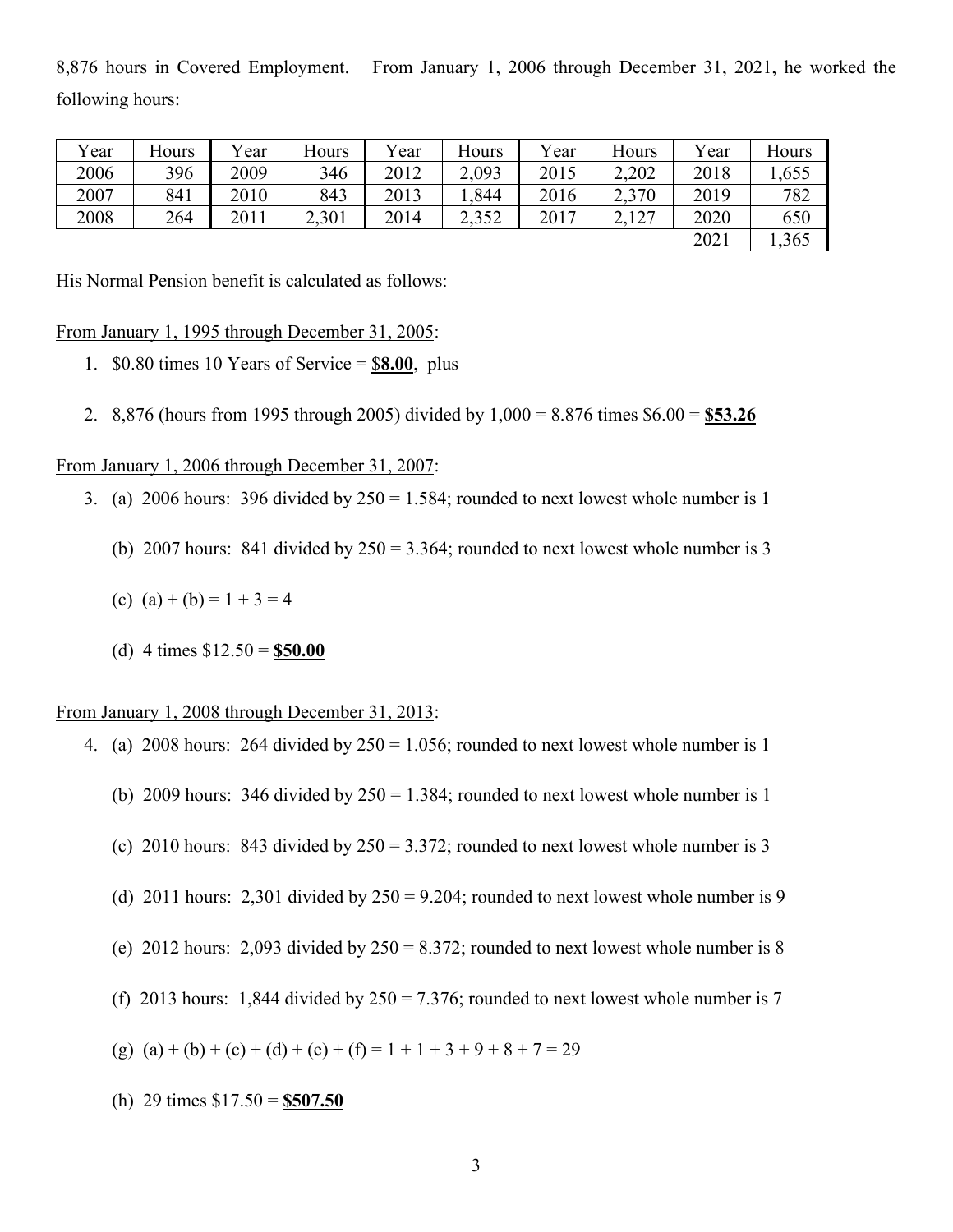8,876 hours in Covered Employment. From January 1, 2006 through December 31, 2021, he worked the following hours:

| Year | Hours | Year | Hours | Year | Hours | Year | Hours | Year | Hours |
|---|---|---|---|---|---|---|---|---|---|
| 2006 | 396 | 2009 | 346 | 2012 | 2,093 | 2015 | 2,202 | 2018 | 1,655 |
| 2007 | 841 | 2010 | 843 | 2013 | 1,844 | 2016 | 2,370 | 2019 | 782 |
| 2008 | 264 | 2011 | 2,301 | 2014 | 2,352 | 2017 | 2,127 | 2020 | 650 |
| | | | | | | | | 2021 | 1,365 |

His Normal Pension benefit is calculated as follows:

<u>From January 1, 1995 through December 31, 2005</u>:

1. \$0.80 times 10 Years of Service = \$**<u>8.00</u>**, plus

2. 8,876 (hours from 1995 through 2005) divided by 1,000 = 8.876 times \$6.00 = **<u>\$53.26</u>**

<u>From January 1, 2006 through December 31, 2007</u>:

3. (a) 2006 hours: 396 divided by 250 = 1.584; rounded to next lowest whole number is 1

   (b) 2007 hours: 841 divided by 250 = 3.364; rounded to next lowest whole number is 3

   (c) (a) + (b) = 1 + 3 = 4

   (d) 4 times \$12.50 = **<u>\$50.00</u>**

<u>From January 1, 2008 through December 31, 2013</u>:

4. (a) 2008 hours: 264 divided by 250 = 1.056; rounded to next lowest whole number is 1

   (b) 2009 hours: 346 divided by 250 = 1.384; rounded to next lowest whole number is 1

   (c) 2010 hours: 843 divided by 250 = 3.372; rounded to next lowest whole number is 3

   (d) 2011 hours: 2,301 divided by 250 = 9.204; rounded to next lowest whole number is 9

   (e) 2012 hours: 2,093 divided by 250 = 8.372; rounded to next lowest whole number is 8

   (f) 2013 hours: 1,844 divided by 250 = 7.376; rounded to next lowest whole number is 7

   (g) (a) + (b) + (c) + (d) + (e) + (f) = 1 + 1 + 3 + 9 + 8 + 7 = 29

   (h) 29 times \$17.50 = **<u>\$507.50</u>**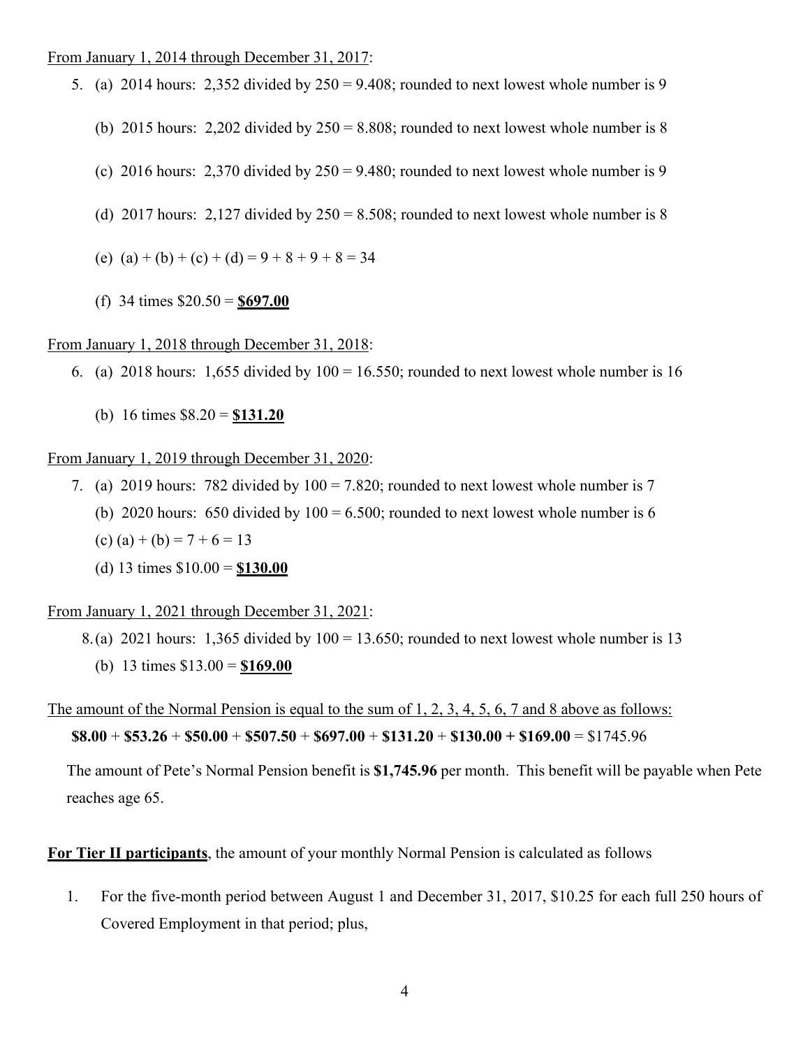<u>From January 1, 2014 through December 31, 2017</u>:

5. (a) 2014 hours: 2,352 divided by 250 = 9.408; rounded to next lowest whole number is 9

   (b) 2015 hours: 2,202 divided by 250 = 8.808; rounded to next lowest whole number is 8

   (c) 2016 hours: 2,370 divided by 250 = 9.480; rounded to next lowest whole number is 9

   (d) 2017 hours: 2,127 divided by 250 = 8.508; rounded to next lowest whole number is 8

   (e) (a) + (b) + (c) + (d) = 9 + 8 + 9 + 8 = 34

   (f) 34 times $20.50 = **<u>$697.00</u>**

<u>From January 1, 2018 through December 31, 2018</u>:

6. (a) 2018 hours: 1,655 divided by 100 = 16.550; rounded to next lowest whole number is 16

   (b) 16 times $8.20 = **<u>$131.20</u>**

<u>From January 1, 2019 through December 31, 2020</u>:

7. (a) 2019 hours: 782 divided by 100 = 7.820; rounded to next lowest whole number is 7

   (b) 2020 hours: 650 divided by 100 = 6.500; rounded to next lowest whole number is 6

   (c) (a) + (b) = 7 + 6 = 13

   (d) 13 times $10.00 = **<u>$130.00</u>**

<u>From January 1, 2021 through December 31, 2021</u>:

8. (a) 2021 hours: 1,365 divided by 100 = 13.650; rounded to next lowest whole number is 13

   (b) 13 times $13.00 = **<u>$169.00</u>**

<u>The amount of the Normal Pension is equal to the sum of 1, 2, 3, 4, 5, 6, 7 and 8 above as follows:</u>

**$8.00** + **$53.26** + **$50.00** + **$507.50** + **$697.00** + **$131.20** + **$130.00 + $169.00** = $1745.96

The amount of Pete's Normal Pension benefit is **$1,745.96** per month. This benefit will be payable when Pete reaches age 65.

**<u>For Tier II participants</u>**, the amount of your monthly Normal Pension is calculated as follows

1. For the five-month period between August 1 and December 31, 2017, $10.25 for each full 250 hours of Covered Employment in that period; plus,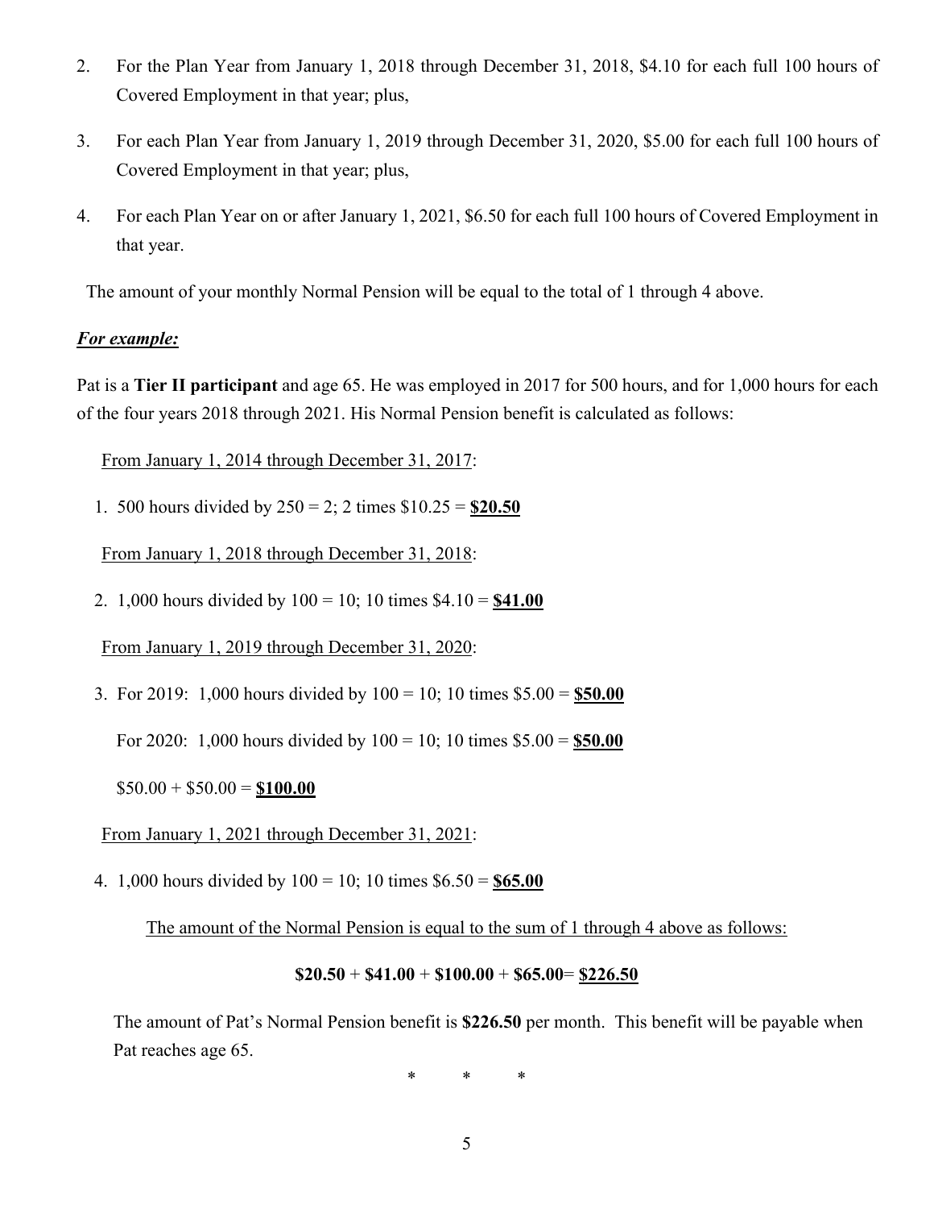2. For the Plan Year from January 1, 2018 through December 31, 2018, $4.10 for each full 100 hours of Covered Employment in that year; plus,

3. For each Plan Year from January 1, 2019 through December 31, 2020, $5.00 for each full 100 hours of Covered Employment in that year; plus,

4. For each Plan Year on or after January 1, 2021, $6.50 for each full 100 hours of Covered Employment in that year.

The amount of your monthly Normal Pension will be equal to the total of 1 through 4 above.

***<u>For example:</u>***

Pat is a **Tier II participant** and age 65. He was employed in 2017 for 500 hours, and for 1,000 hours for each of the four years 2018 through 2021. His Normal Pension benefit is calculated as follows:

<u>From January 1, 2014 through December 31, 2017</u>:

1. 500 hours divided by 250 = 2; 2 times $10.25 = **<u>$20.50</u>**

<u>From January 1, 2018 through December 31, 2018</u>:

2. 1,000 hours divided by 100 = 10; 10 times $4.10 = **<u>$41.00</u>**

<u>From January 1, 2019 through December 31, 2020</u>:

3. For 2019: 1,000 hours divided by 100 = 10; 10 times $5.00 = **<u>$50.00</u>**

   For 2020: 1,000 hours divided by 100 = 10; 10 times $5.00 = **<u>$50.00</u>**

   $50.00 + $50.00 = **<u>$100.00</u>**

<u>From January 1, 2021 through December 31, 2021</u>:

4. 1,000 hours divided by 100 = 10; 10 times $6.50 = **<u>$65.00</u>**

<u>The amount of the Normal Pension is equal to the sum of 1 through 4 above as follows:</u>

**$20.50** + **$41.00** + **$100.00** + **$65.00**= **<u>$226.50</u>**

The amount of Pat's Normal Pension benefit is **$226.50** per month. This benefit will be payable when Pat reaches age 65.

\* \* \*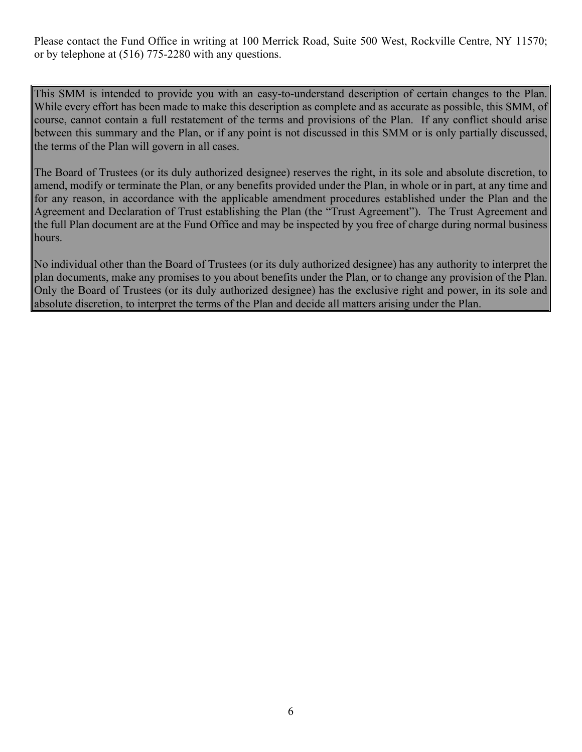Please contact the Fund Office in writing at 100 Merrick Road, Suite 500 West, Rockville Centre, NY 11570; or by telephone at (516) 775-2280 with any questions.

This SMM is intended to provide you with an easy-to-understand description of certain changes to the Plan. While every effort has been made to make this description as complete and as accurate as possible, this SMM, of course, cannot contain a full restatement of the terms and provisions of the Plan. If any conflict should arise between this summary and the Plan, or if any point is not discussed in this SMM or is only partially discussed, the terms of the Plan will govern in all cases.

The Board of Trustees (or its duly authorized designee) reserves the right, in its sole and absolute discretion, to amend, modify or terminate the Plan, or any benefits provided under the Plan, in whole or in part, at any time and for any reason, in accordance with the applicable amendment procedures established under the Plan and the Agreement and Declaration of Trust establishing the Plan (the "Trust Agreement"). The Trust Agreement and the full Plan document are at the Fund Office and may be inspected by you free of charge during normal business hours.

No individual other than the Board of Trustees (or its duly authorized designee) has any authority to interpret the plan documents, make any promises to you about benefits under the Plan, or to change any provision of the Plan. Only the Board of Trustees (or its duly authorized designee) has the exclusive right and power, in its sole and absolute discretion, to interpret the terms of the Plan and decide all matters arising under the Plan.